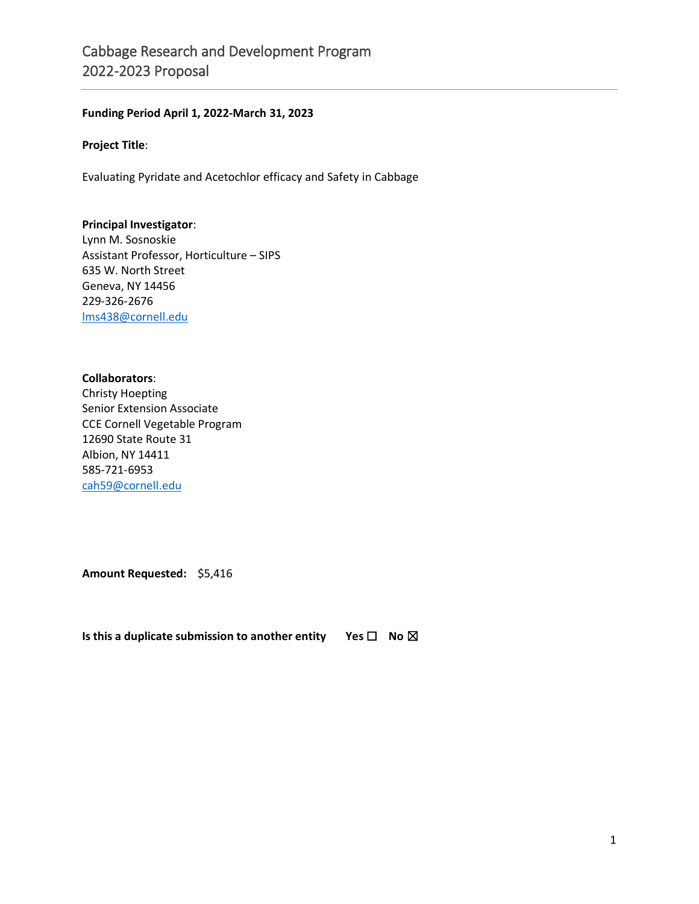# Cabbage Research and Development Program
# 2022-2023 Proposal

**Funding Period April 1, 2022-March 31, 2023**

**Project Title**:

Evaluating Pyridate and Acetochlor efficacy and Safety in Cabbage

**Principal Investigator**:
Lynn M. Sosnoskie
Assistant Professor, Horticulture – SIPS
635 W. North Street
Geneva, NY 14456
229-326-2676
lms438@cornell.edu

**Collaborators**:
Christy Hoepting
Senior Extension Associate
CCE Cornell Vegetable Program
12690 State Route 31
Albion, NY 14411
585-721-6953
cah59@cornell.edu

**Amount Requested:** $5,416

**Is this a duplicate submission to another entity** **Yes** ☐ **No** ☒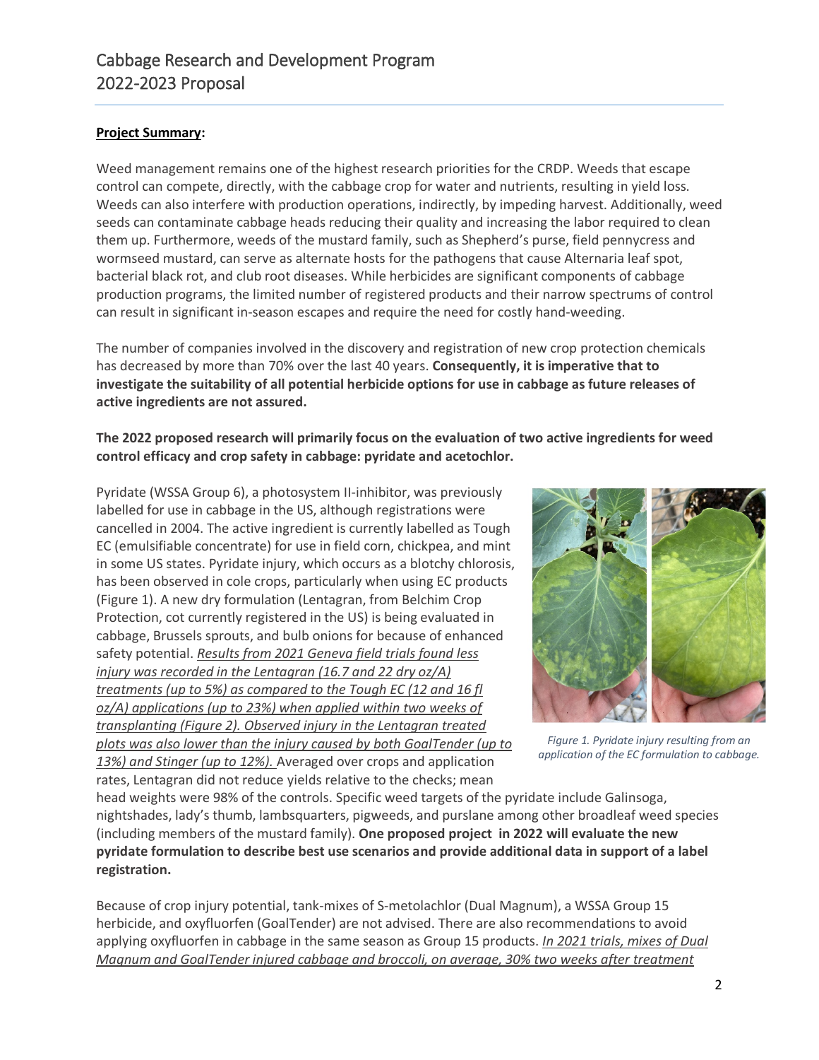**Project Summary**:

Weed management remains one of the highest research priorities for the CRDP. Weeds that escape control can compete, directly, with the cabbage crop for water and nutrients, resulting in yield loss. Weeds can also interfere with production operations, indirectly, by impeding harvest. Additionally, weed seeds can contaminate cabbage heads reducing their quality and increasing the labor required to clean them up. Furthermore, weeds of the mustard family, such as Shepherd's purse, field pennycress and wormseed mustard, can serve as alternate hosts for the pathogens that cause Alternaria leaf spot, bacterial black rot, and club root diseases. While herbicides are significant components of cabbage production programs, the limited number of registered products and their narrow spectrums of control can result in significant in-season escapes and require the need for costly hand-weeding.

The number of companies involved in the discovery and registration of new crop protection chemicals has decreased by more than 70% over the last 40 years. **Consequently, it is imperative that to investigate the suitability of all potential herbicide options for use in cabbage as future releases of active ingredients are not assured.**

**The 2022 proposed research will primarily focus on the evaluation of two active ingredients for weed control efficacy and crop safety in cabbage: pyridate and acetochlor.**

Pyridate (WSSA Group 6), a photosystem II-inhibitor, was previously labelled for use in cabbage in the US, although registrations were cancelled in 2004. The active ingredient is currently labelled as Tough EC (emulsifiable concentrate) for use in field corn, chickpea, and mint in some US states. Pyridate injury, which occurs as a blotchy chlorosis, has been observed in cole crops, particularly when using EC products (Figure 1). A new dry formulation (Lentagran, from Belchim Crop Protection, cot currently registered in the US) is being evaluated in cabbage, Brussels sprouts, and bulb onions for because of enhanced safety potential. _Results from 2021 Geneva field trials found less injury was recorded in the Lentagran (16.7 and 22 dry oz/A) treatments (up to 5%) as compared to the Tough EC (12 and 16 fl oz/A) applications (up to 23%) when applied within two weeks of transplanting (Figure 2). Observed injury in the Lentagran treated plots was also lower than the injury caused by both GoalTender (up to 13%) and Stinger (up to 12%)._ Averaged over crops and application rates, Lentagran did not reduce yields relative to the checks; mean head weights were 98% of the controls. Specific weed targets of the pyridate include Galinsoga, nightshades, lady's thumb, lambsquarters, pigweeds, and purslane among other broadleaf weed species (including members of the mustard family). **One proposed project in 2022 will evaluate the new pyridate formulation to describe best use scenarios and provide additional data in support of a label registration.**

*Figure 1. Pyridate injury resulting from an application of the EC formulation to cabbage.*

Because of crop injury potential, tank-mixes of S-metolachlor (Dual Magnum), a WSSA Group 15 herbicide, and oxyfluorfen (GoalTender) are not advised. There are also recommendations to avoid applying oxyfluorfen in cabbage in the same season as Group 15 products. _In 2021 trials, mixes of Dual Magnum and GoalTender injured cabbage and broccoli, on average, 30% two weeks after treatment_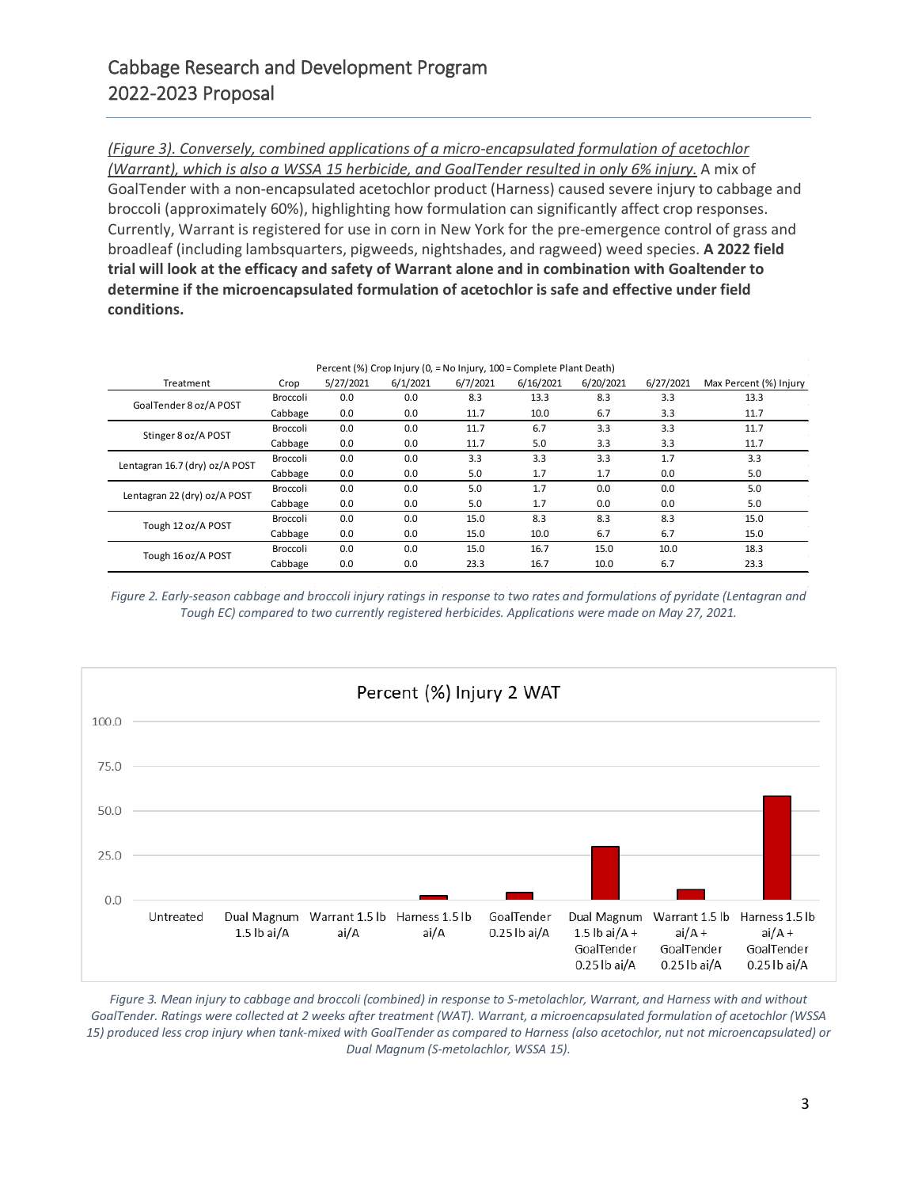*(Figure 3). Conversely, combined applications of a micro-encapsulated formulation of acetochlor (Warrant), which is also a WSSA 15 herbicide, and GoalTender resulted in only 6% injury.* A mix of GoalTender with a non-encapsulated acetochlor product (Harness) caused severe injury to cabbage and broccoli (approximately 60%), highlighting how formulation can significantly affect crop responses. Currently, Warrant is registered for use in corn in New York for the pre-emergence control of grass and broadleaf (including lambsquarters, pigweeds, nightshades, and ragweed) weed species. **A 2022 field trial will look at the efficacy and safety of Warrant alone and in combination with Goaltender to determine if the microencapsulated formulation of acetochlor is safe and effective under field conditions.**

| | | Percent (%) Crop Injury (0, = No Injury, 100 = Complete Plant Death) | | | | | | |
|---|---|---|---|---|---|---|---|---|
| Treatment | Crop | 5/27/2021 | 6/1/2021 | 6/7/2021 | 6/16/2021 | 6/20/2021 | 6/27/2021 | Max Percent (%) Injury |
| GoalTender 8 oz/A POST | Broccoli | 0.0 | 0.0 | 8.3 | 13.3 | 8.3 | 3.3 | 13.3 |
| | Cabbage | 0.0 | 0.0 | 11.7 | 10.0 | 6.7 | 3.3 | 11.7 |
| Stinger 8 oz/A POST | Broccoli | 0.0 | 0.0 | 11.7 | 6.7 | 3.3 | 3.3 | 11.7 |
| | Cabbage | 0.0 | 0.0 | 11.7 | 5.0 | 3.3 | 3.3 | 11.7 |
| Lentagran 16.7 (dry) oz/A POST | Broccoli | 0.0 | 0.0 | 3.3 | 3.3 | 3.3 | 1.7 | 3.3 |
| | Cabbage | 0.0 | 0.0 | 5.0 | 1.7 | 1.7 | 0.0 | 5.0 |
| Lentagran 22 (dry) oz/A POST | Broccoli | 0.0 | 0.0 | 5.0 | 1.7 | 0.0 | 0.0 | 5.0 |
| | Cabbage | 0.0 | 0.0 | 5.0 | 1.7 | 0.0 | 0.0 | 5.0 |
| Tough 12 oz/A POST | Broccoli | 0.0 | 0.0 | 15.0 | 8.3 | 8.3 | 8.3 | 15.0 |
| | Cabbage | 0.0 | 0.0 | 15.0 | 10.0 | 6.7 | 6.7 | 15.0 |
| Tough 16 oz/A POST | Broccoli | 0.0 | 0.0 | 15.0 | 16.7 | 15.0 | 10.0 | 18.3 |
| | Cabbage | 0.0 | 0.0 | 23.3 | 16.7 | 10.0 | 6.7 | 23.3 |

*Figure 2. Early-season cabbage and broccoli injury ratings in response to two rates and formulations of pyridate (Lentagran and Tough EC) compared to two currently registered herbicides. Applications were made on May 27, 2021.*

*Figure 3. Mean injury to cabbage and broccoli (combined) in response to S-metolachlor, Warrant, and Harness with and without GoalTender. Ratings were collected at 2 weeks after treatment (WAT). Warrant, a microencapsulated formulation of acetochlor (WSSA 15) produced less crop injury when tank-mixed with GoalTender as compared to Harness (also acetochlor, nut not microencapsulated) or Dual Magnum (S-metolachlor, WSSA 15).*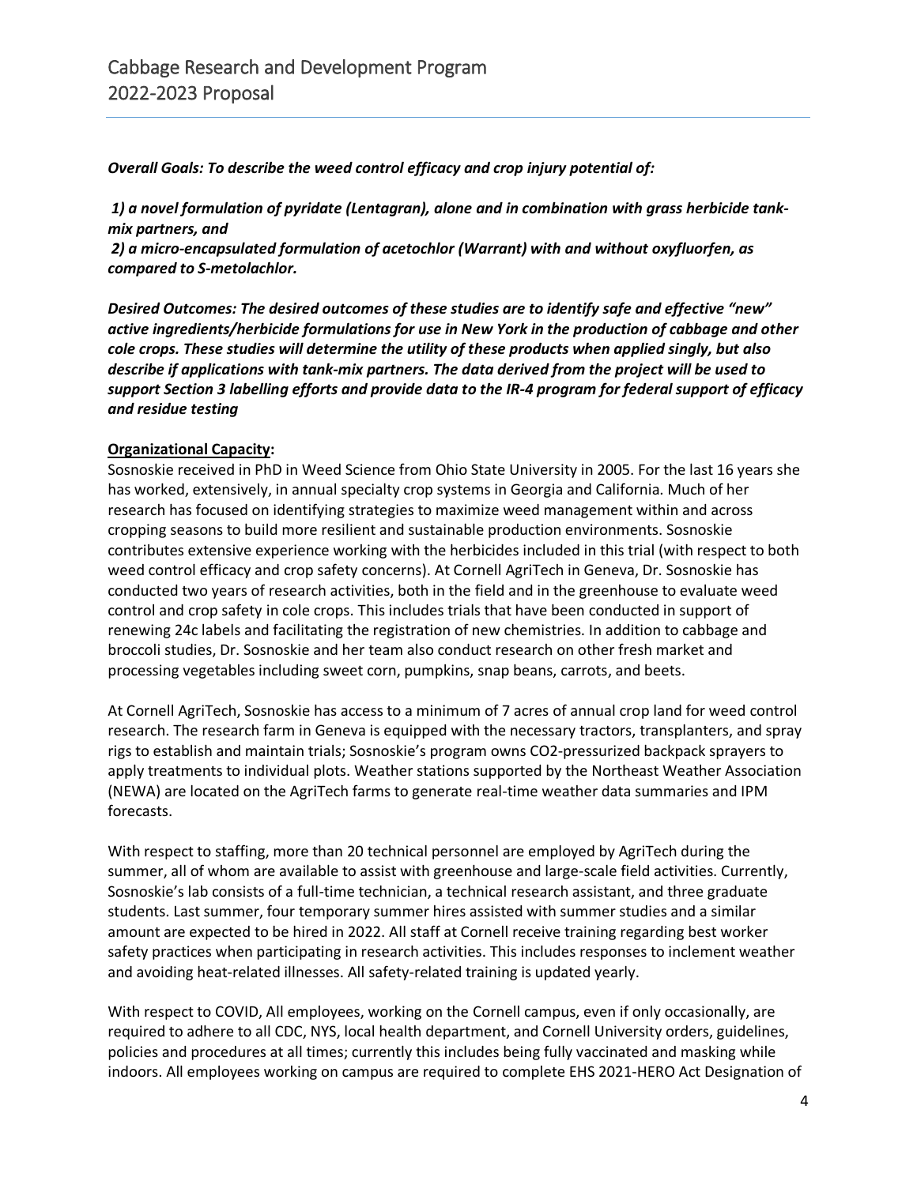***Overall Goals: To describe the weed control efficacy and crop injury potential of:***

***1) a novel formulation of pyridate (Lentagran), alone and in combination with grass herbicide tank-mix partners, and***

***2) a micro-encapsulated formulation of acetochlor (Warrant) with and without oxyfluorfen, as compared to S-metolachlor.***

***Desired Outcomes: The desired outcomes of these studies are to identify safe and effective "new" active ingredients/herbicide formulations for use in New York in the production of cabbage and other cole crops. These studies will determine the utility of these products when applied singly, but also describe if applications with tank-mix partners. The data derived from the project will be used to support Section 3 labelling efforts and provide data to the IR-4 program for federal support of efficacy and residue testing***

**Organizational Capacity:**

Sosnoskie received in PhD in Weed Science from Ohio State University in 2005. For the last 16 years she has worked, extensively, in annual specialty crop systems in Georgia and California. Much of her research has focused on identifying strategies to maximize weed management within and across cropping seasons to build more resilient and sustainable production environments. Sosnoskie contributes extensive experience working with the herbicides included in this trial (with respect to both weed control efficacy and crop safety concerns). At Cornell AgriTech in Geneva, Dr. Sosnoskie has conducted two years of research activities, both in the field and in the greenhouse to evaluate weed control and crop safety in cole crops. This includes trials that have been conducted in support of renewing 24c labels and facilitating the registration of new chemistries. In addition to cabbage and broccoli studies, Dr. Sosnoskie and her team also conduct research on other fresh market and processing vegetables including sweet corn, pumpkins, snap beans, carrots, and beets.

At Cornell AgriTech, Sosnoskie has access to a minimum of 7 acres of annual crop land for weed control research. The research farm in Geneva is equipped with the necessary tractors, transplanters, and spray rigs to establish and maintain trials; Sosnoskie's program owns CO2-pressurized backpack sprayers to apply treatments to individual plots. Weather stations supported by the Northeast Weather Association (NEWA) are located on the AgriTech farms to generate real-time weather data summaries and IPM forecasts.

With respect to staffing, more than 20 technical personnel are employed by AgriTech during the summer, all of whom are available to assist with greenhouse and large-scale field activities. Currently, Sosnoskie's lab consists of a full-time technician, a technical research assistant, and three graduate students. Last summer, four temporary summer hires assisted with summer studies and a similar amount are expected to be hired in 2022. All staff at Cornell receive training regarding best worker safety practices when participating in research activities. This includes responses to inclement weather and avoiding heat-related illnesses. All safety-related training is updated yearly.

With respect to COVID, All employees, working on the Cornell campus, even if only occasionally, are required to adhere to all CDC, NYS, local health department, and Cornell University orders, guidelines, policies and procedures at all times; currently this includes being fully vaccinated and masking while indoors. All employees working on campus are required to complete EHS 2021-HERO Act Designation of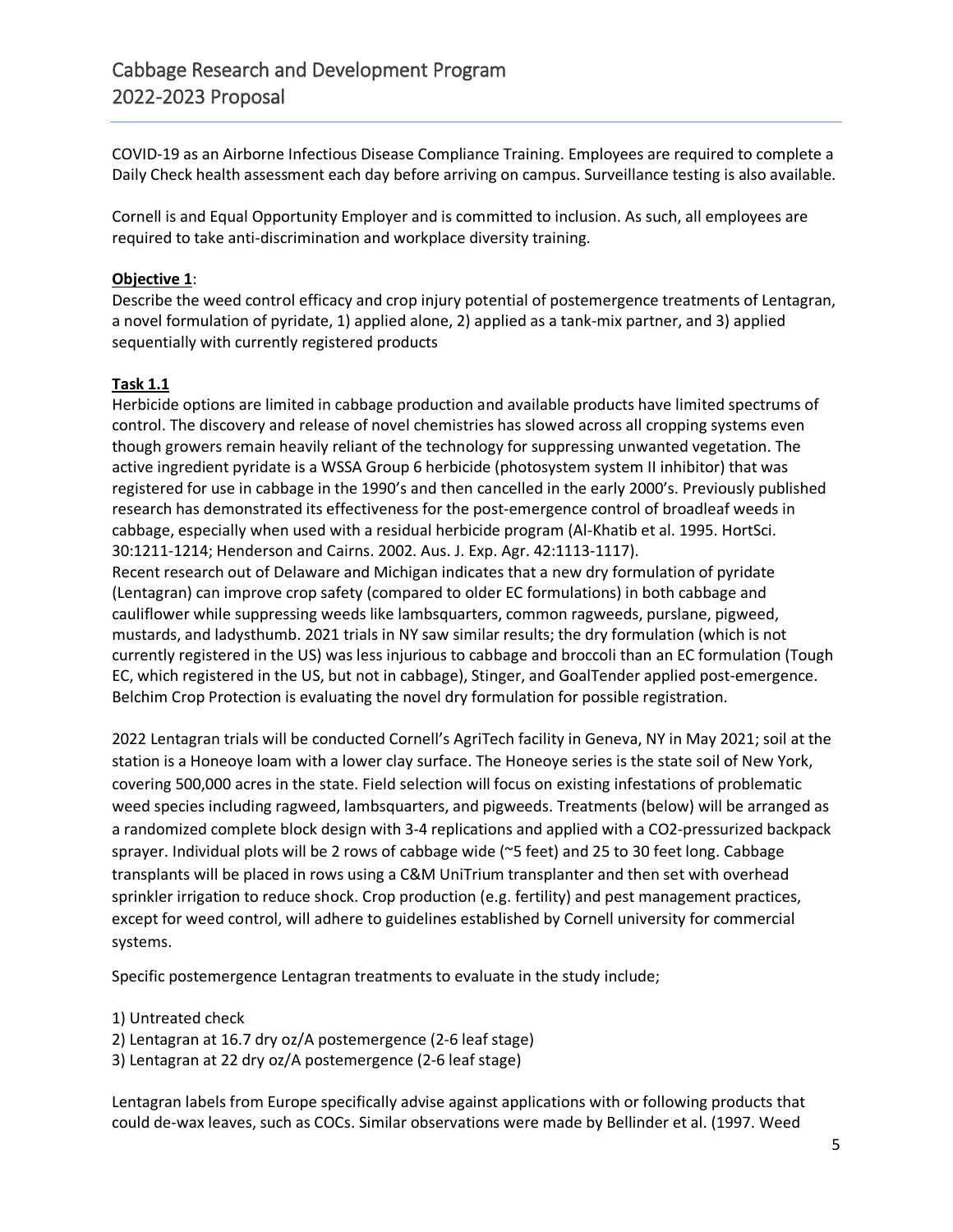COVID-19 as an Airborne Infectious Disease Compliance Training. Employees are required to complete a Daily Check health assessment each day before arriving on campus. Surveillance testing is also available.

Cornell is and Equal Opportunity Employer and is committed to inclusion. As such, all employees are required to take anti-discrimination and workplace diversity training.

**Objective 1**:

Describe the weed control efficacy and crop injury potential of postemergence treatments of Lentagran, a novel formulation of pyridate, 1) applied alone, 2) applied as a tank-mix partner, and 3) applied sequentially with currently registered products

**Task 1.1**

Herbicide options are limited in cabbage production and available products have limited spectrums of control. The discovery and release of novel chemistries has slowed across all cropping systems even though growers remain heavily reliant of the technology for suppressing unwanted vegetation. The active ingredient pyridate is a WSSA Group 6 herbicide (photosystem system II inhibitor) that was registered for use in cabbage in the 1990's and then cancelled in the early 2000's. Previously published research has demonstrated its effectiveness for the post-emergence control of broadleaf weeds in cabbage, especially when used with a residual herbicide program (Al-Khatib et al. 1995. HortSci. 30:1211-1214; Henderson and Cairns. 2002. Aus. J. Exp. Agr. 42:1113-1117).

Recent research out of Delaware and Michigan indicates that a new dry formulation of pyridate (Lentagran) can improve crop safety (compared to older EC formulations) in both cabbage and cauliflower while suppressing weeds like lambsquarters, common ragweeds, purslane, pigweed, mustards, and ladysthumb. 2021 trials in NY saw similar results; the dry formulation (which is not currently registered in the US) was less injurious to cabbage and broccoli than an EC formulation (Tough EC, which registered in the US, but not in cabbage), Stinger, and GoalTender applied post-emergence. Belchim Crop Protection is evaluating the novel dry formulation for possible registration.

2022 Lentagran trials will be conducted Cornell's AgriTech facility in Geneva, NY in May 2021; soil at the station is a Honeoye loam with a lower clay surface. The Honeoye series is the state soil of New York, covering 500,000 acres in the state. Field selection will focus on existing infestations of problematic weed species including ragweed, lambsquarters, and pigweeds. Treatments (below) will be arranged as a randomized complete block design with 3-4 replications and applied with a CO2-pressurized backpack sprayer. Individual plots will be 2 rows of cabbage wide (~5 feet) and 25 to 30 feet long. Cabbage transplants will be placed in rows using a C&M UniTrium transplanter and then set with overhead sprinkler irrigation to reduce shock. Crop production (e.g. fertility) and pest management practices, except for weed control, will adhere to guidelines established by Cornell university for commercial systems.

Specific postemergence Lentagran treatments to evaluate in the study include;

1) Untreated check
2) Lentagran at 16.7 dry oz/A postemergence (2-6 leaf stage)
3) Lentagran at 22 dry oz/A postemergence (2-6 leaf stage)

Lentagran labels from Europe specifically advise against applications with or following products that could de-wax leaves, such as COCs. Similar observations were made by Bellinder et al. (1997. Weed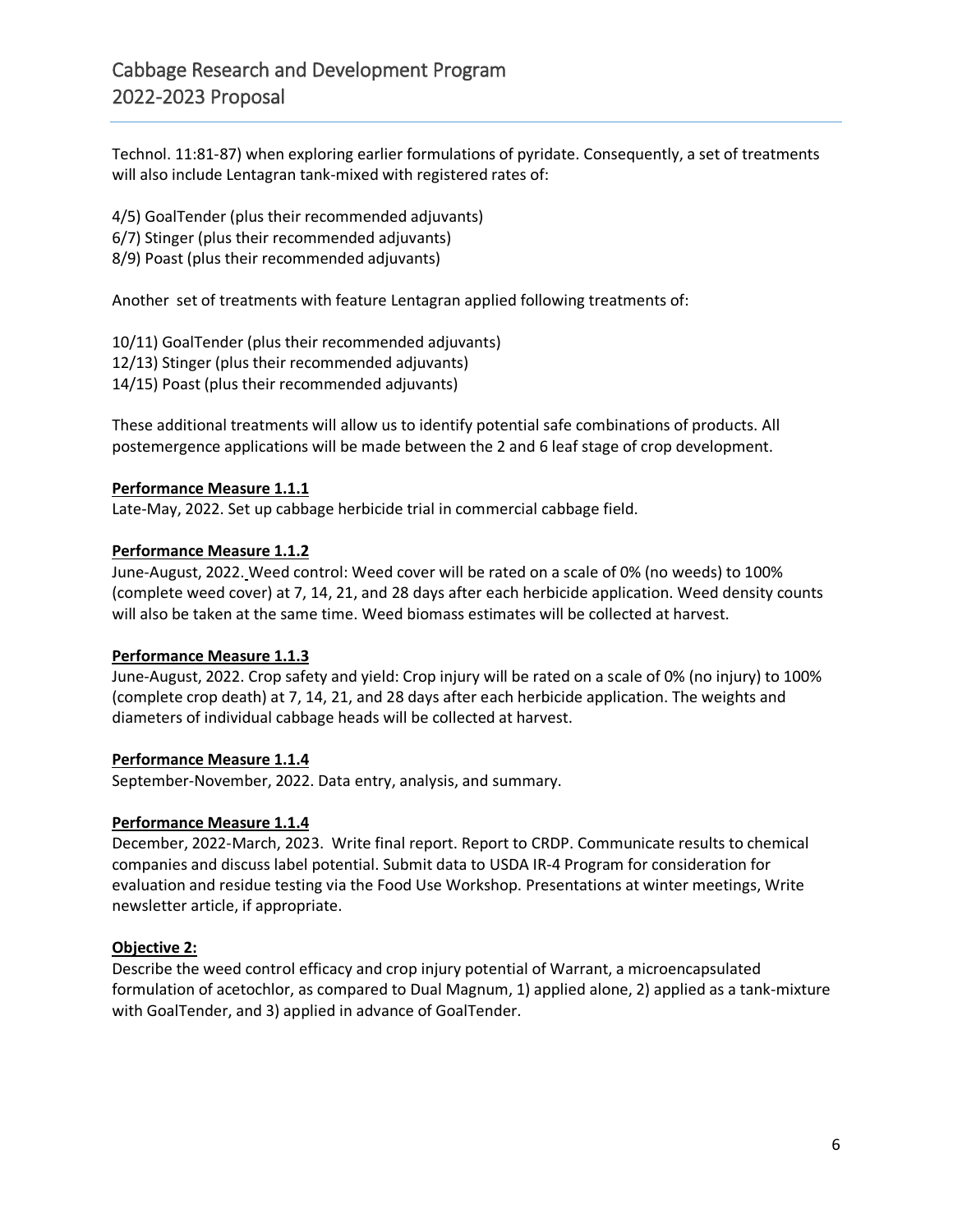Technol. 11:81-87) when exploring earlier formulations of pyridate. Consequently, a set of treatments will also include Lentagran tank-mixed with registered rates of:

4/5) GoalTender (plus their recommended adjuvants)
6/7) Stinger (plus their recommended adjuvants)
8/9) Poast (plus their recommended adjuvants)

Another set of treatments with feature Lentagran applied following treatments of:

10/11) GoalTender (plus their recommended adjuvants)
12/13) Stinger (plus their recommended adjuvants)
14/15) Poast (plus their recommended adjuvants)

These additional treatments will allow us to identify potential safe combinations of products. All postemergence applications will be made between the 2 and 6 leaf stage of crop development.

**Performance Measure 1.1.1**

Late-May, 2022. Set up cabbage herbicide trial in commercial cabbage field.

**Performance Measure 1.1.2**

June-August, 2022. Weed control: Weed cover will be rated on a scale of 0% (no weeds) to 100% (complete weed cover) at 7, 14, 21, and 28 days after each herbicide application. Weed density counts will also be taken at the same time. Weed biomass estimates will be collected at harvest.

**Performance Measure 1.1.3**

June-August, 2022. Crop safety and yield: Crop injury will be rated on a scale of 0% (no injury) to 100% (complete crop death) at 7, 14, 21, and 28 days after each herbicide application. The weights and diameters of individual cabbage heads will be collected at harvest.

**Performance Measure 1.1.4**

September-November, 2022. Data entry, analysis, and summary.

**Performance Measure 1.1.4**

December, 2022-March, 2023. Write final report. Report to CRDP. Communicate results to chemical companies and discuss label potential. Submit data to USDA IR-4 Program for consideration for evaluation and residue testing via the Food Use Workshop. Presentations at winter meetings, Write newsletter article, if appropriate.

**Objective 2:**

Describe the weed control efficacy and crop injury potential of Warrant, a microencapsulated formulation of acetochlor, as compared to Dual Magnum, 1) applied alone, 2) applied as a tank-mixture with GoalTender, and 3) applied in advance of GoalTender.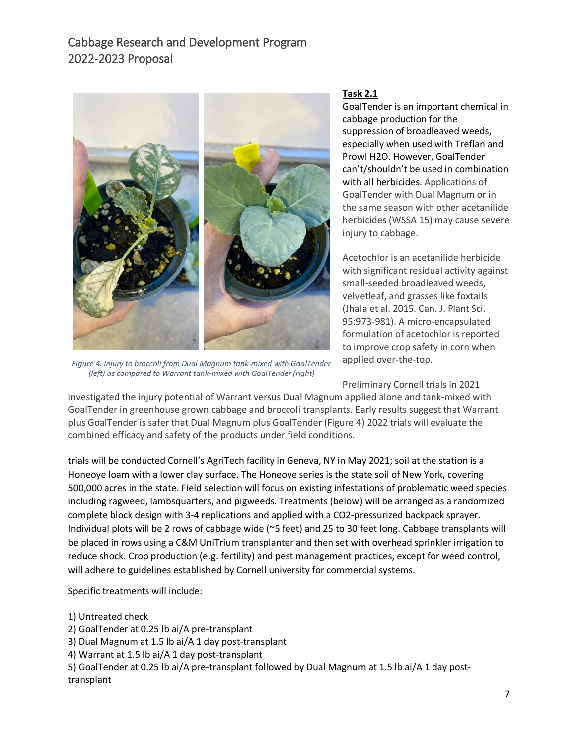**Task 2.1**

GoalTender is an important chemical in cabbage production for the suppression of broadleaved weeds, especially when used with Treflan and Prowl H2O. However, GoalTender can't/shouldn't be used in combination with all herbicides. Applications of GoalTender with Dual Magnum or in the same season with other acetanilide herbicides (WSSA 15) may cause severe injury to cabbage.

Acetochlor is an acetanilide herbicide with significant residual activity against small-seeded broadleaved weeds, velvetleaf, and grasses like foxtails (Jhala et al. 2015. Can. J. Plant Sci. 95:973-981). A micro-encapsulated formulation of acetochlor is reported to improve crop safety in corn when applied over-the-top.

*Figure 4. Injury to broccoli from Dual Magnum tank-mixed with GoalTender (left) as compared to Warrant tank-mixed with GoalTender (right)*

Preliminary Cornell trials in 2021 investigated the injury potential of Warrant versus Dual Magnum applied alone and tank-mixed with GoalTender in greenhouse grown cabbage and broccoli transplants. Early results suggest that Warrant plus GoalTender is safer that Dual Magnum plus GoalTender (Figure 4) 2022 trials will evaluate the combined efficacy and safety of the products under field conditions.

trials will be conducted Cornell's AgriTech facility in Geneva, NY in May 2021; soil at the station is a Honeoye loam with a lower clay surface. The Honeoye series is the state soil of New York, covering 500,000 acres in the state. Field selection will focus on existing infestations of problematic weed species including ragweed, lambsquarters, and pigweeds. Treatments (below) will be arranged as a randomized complete block design with 3-4 replications and applied with a CO2-pressurized backpack sprayer. Individual plots will be 2 rows of cabbage wide (~5 feet) and 25 to 30 feet long. Cabbage transplants will be placed in rows using a C&M UniTrium transplanter and then set with overhead sprinkler irrigation to reduce shock. Crop production (e.g. fertility) and pest management practices, except for weed control, will adhere to guidelines established by Cornell university for commercial systems.

Specific treatments will include:

1) Untreated check
2) GoalTender at 0.25 lb ai/A pre-transplant
3) Dual Magnum at 1.5 lb ai/A 1 day post-transplant
4) Warrant at 1.5 lb ai/A 1 day post-transplant
5) GoalTender at 0.25 lb ai/A pre-transplant followed by Dual Magnum at 1.5 lb ai/A 1 day post-transplant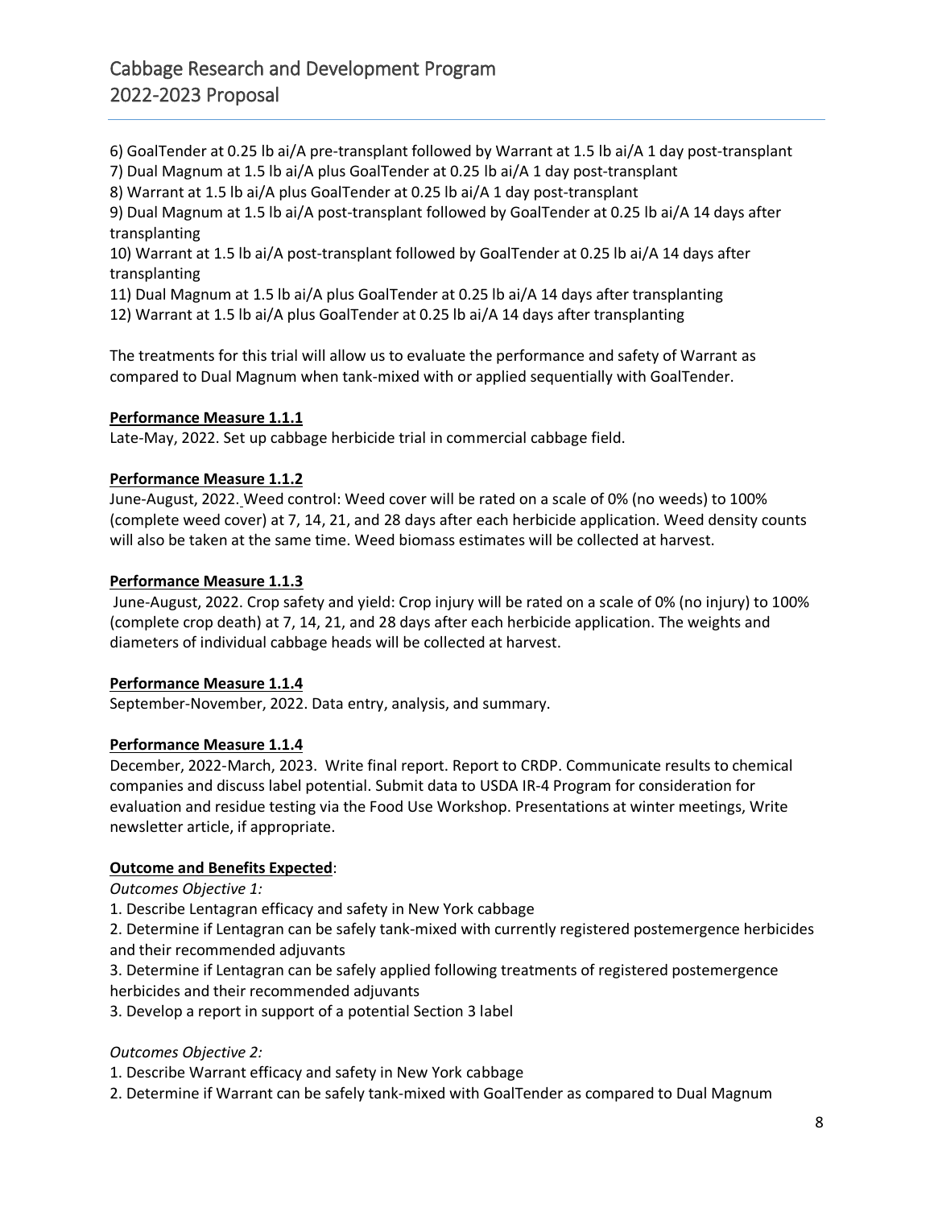6) GoalTender at 0.25 lb ai/A pre-transplant followed by Warrant at 1.5 lb ai/A 1 day post-transplant
7) Dual Magnum at 1.5 lb ai/A plus GoalTender at 0.25 lb ai/A 1 day post-transplant
8) Warrant at 1.5 lb ai/A plus GoalTender at 0.25 lb ai/A 1 day post-transplant
9) Dual Magnum at 1.5 lb ai/A post-transplant followed by GoalTender at 0.25 lb ai/A 14 days after transplanting
10) Warrant at 1.5 lb ai/A post-transplant followed by GoalTender at 0.25 lb ai/A 14 days after transplanting
11) Dual Magnum at 1.5 lb ai/A plus GoalTender at 0.25 lb ai/A 14 days after transplanting
12) Warrant at 1.5 lb ai/A plus GoalTender at 0.25 lb ai/A 14 days after transplanting

The treatments for this trial will allow us to evaluate the performance and safety of Warrant as compared to Dual Magnum when tank-mixed with or applied sequentially with GoalTender.

**Performance Measure 1.1.1**

Late-May, 2022. Set up cabbage herbicide trial in commercial cabbage field.

**Performance Measure 1.1.2**

June-August, 2022. Weed control: Weed cover will be rated on a scale of 0% (no weeds) to 100% (complete weed cover) at 7, 14, 21, and 28 days after each herbicide application. Weed density counts will also be taken at the same time. Weed biomass estimates will be collected at harvest.

**Performance Measure 1.1.3**

June-August, 2022. Crop safety and yield: Crop injury will be rated on a scale of 0% (no injury) to 100% (complete crop death) at 7, 14, 21, and 28 days after each herbicide application. The weights and diameters of individual cabbage heads will be collected at harvest.

**Performance Measure 1.1.4**

September-November, 2022. Data entry, analysis, and summary.

**Performance Measure 1.1.4**

December, 2022-March, 2023. Write final report. Report to CRDP. Communicate results to chemical companies and discuss label potential. Submit data to USDA IR-4 Program for consideration for evaluation and residue testing via the Food Use Workshop. Presentations at winter meetings, Write newsletter article, if appropriate.

**Outcome and Benefits Expected**:

*Outcomes Objective 1:*

1. Describe Lentagran efficacy and safety in New York cabbage
2. Determine if Lentagran can be safely tank-mixed with currently registered postemergence herbicides and their recommended adjuvants
3. Determine if Lentagran can be safely applied following treatments of registered postemergence herbicides and their recommended adjuvants
3. Develop a report in support of a potential Section 3 label

*Outcomes Objective 2:*

1. Describe Warrant efficacy and safety in New York cabbage
2. Determine if Warrant can be safely tank-mixed with GoalTender as compared to Dual Magnum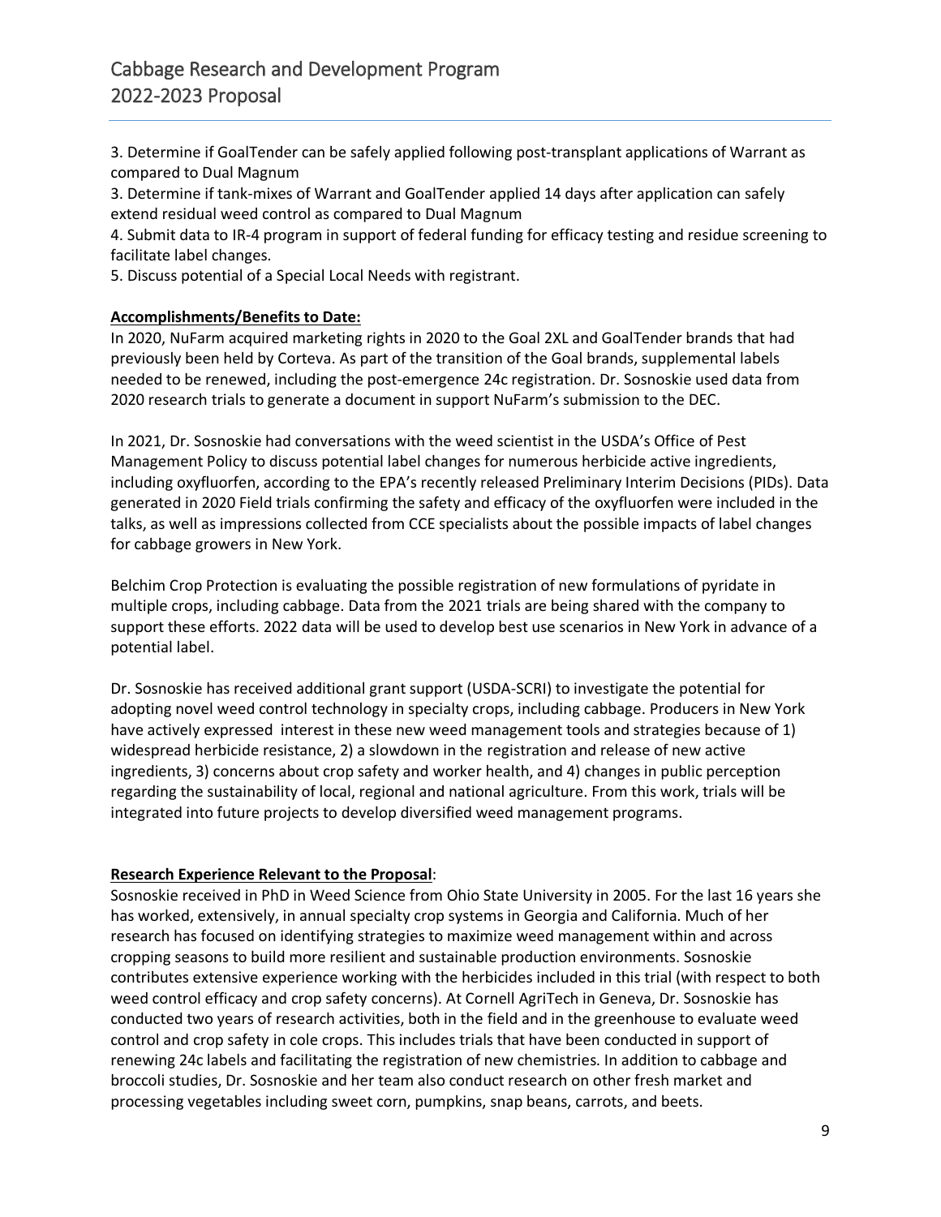3. Determine if GoalTender can be safely applied following post-transplant applications of Warrant as compared to Dual Magnum

3. Determine if tank-mixes of Warrant and GoalTender applied 14 days after application can safely extend residual weed control as compared to Dual Magnum

4. Submit data to IR-4 program in support of federal funding for efficacy testing and residue screening to facilitate label changes.

5. Discuss potential of a Special Local Needs with registrant.

**Accomplishments/Benefits to Date:**

In 2020, NuFarm acquired marketing rights in 2020 to the Goal 2XL and GoalTender brands that had previously been held by Corteva. As part of the transition of the Goal brands, supplemental labels needed to be renewed, including the post-emergence 24c registration. Dr. Sosnoskie used data from 2020 research trials to generate a document in support NuFarm's submission to the DEC.

In 2021, Dr. Sosnoskie had conversations with the weed scientist in the USDA's Office of Pest Management Policy to discuss potential label changes for numerous herbicide active ingredients, including oxyfluorfen, according to the EPA's recently released Preliminary Interim Decisions (PIDs). Data generated in 2020 Field trials confirming the safety and efficacy of the oxyfluorfen were included in the talks, as well as impressions collected from CCE specialists about the possible impacts of label changes for cabbage growers in New York.

Belchim Crop Protection is evaluating the possible registration of new formulations of pyridate in multiple crops, including cabbage. Data from the 2021 trials are being shared with the company to support these efforts. 2022 data will be used to develop best use scenarios in New York in advance of a potential label.

Dr. Sosnoskie has received additional grant support (USDA-SCRI) to investigate the potential for adopting novel weed control technology in specialty crops, including cabbage. Producers in New York have actively expressed interest in these new weed management tools and strategies because of 1) widespread herbicide resistance, 2) a slowdown in the registration and release of new active ingredients, 3) concerns about crop safety and worker health, and 4) changes in public perception regarding the sustainability of local, regional and national agriculture. From this work, trials will be integrated into future projects to develop diversified weed management programs.

**Research Experience Relevant to the Proposal**:

Sosnoskie received in PhD in Weed Science from Ohio State University in 2005. For the last 16 years she has worked, extensively, in annual specialty crop systems in Georgia and California. Much of her research has focused on identifying strategies to maximize weed management within and across cropping seasons to build more resilient and sustainable production environments. Sosnoskie contributes extensive experience working with the herbicides included in this trial (with respect to both weed control efficacy and crop safety concerns). At Cornell AgriTech in Geneva, Dr. Sosnoskie has conducted two years of research activities, both in the field and in the greenhouse to evaluate weed control and crop safety in cole crops. This includes trials that have been conducted in support of renewing 24c labels and facilitating the registration of new chemistries. In addition to cabbage and broccoli studies, Dr. Sosnoskie and her team also conduct research on other fresh market and processing vegetables including sweet corn, pumpkins, snap beans, carrots, and beets.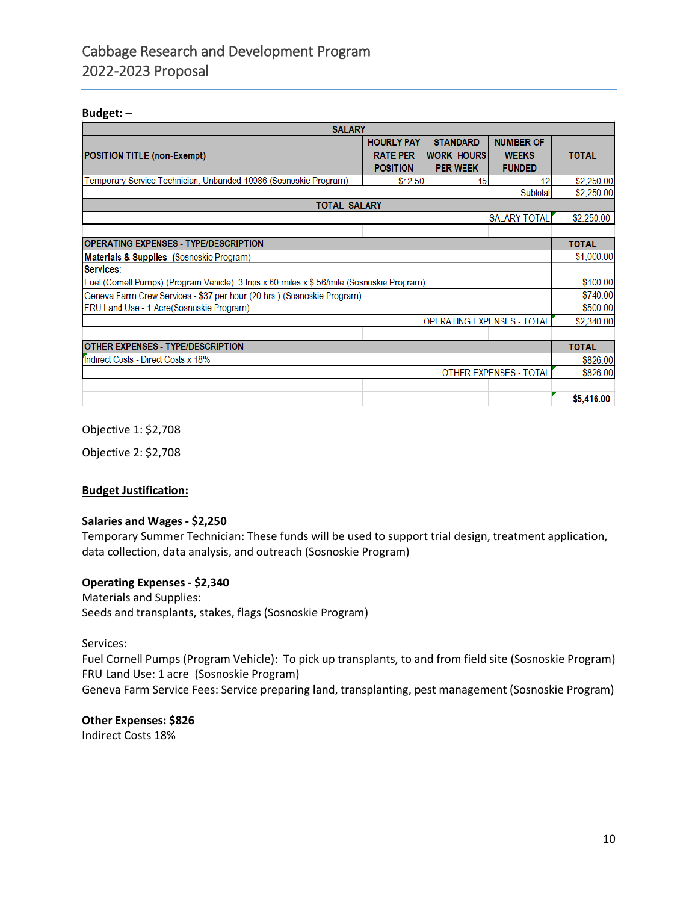Cabbage Research and Development Program
2022-2023 Proposal

**Budget:** –

| SALARY | | | | |
|---|---|---|---|---|
| **POSITION TITLE (non-Exempt)** | **HOURLY PAY RATE PER POSITION** | **STANDARD WORK HOURS PER WEEK** | **NUMBER OF WEEKS FUNDED** | **TOTAL** |
| Temporary Service Technician, Unbanded 10986 (Sosnoskie Program) | $12.50 | 15 | 12 | $2,250.00 |
| | | | Subtotal | $2,250.00 |
| **TOTAL SALARY** | | | | |
| | | | SALARY TOTAL | $2,250.00 |

| OPERATING EXPENSES - TYPE/DESCRIPTION | TOTAL |
|---|---|
| **Materials & Supplies** (Sosnoskie Program) | $1,000.00 |
| **Services:** | |
| Fuel (Cornell Pumps) (Program Vehicle) 3 trips x 60 miles x $.56/mile (Sosnoskie Program) | $100.00 |
| Geneva Farm Crew Services - $37 per hour (20 hrs ) (Sosnoskie Program) | $740.00 |
| FRU Land Use - 1 Acre(Sosnoskie Program) | $500.00 |
| OPERATING EXPENSES - TOTAL | $2,340.00 |

| OTHER EXPENSES - TYPE/DESCRIPTION | TOTAL |
|---|---|
| Indirect Costs - Direct Costs x 18% | $826.00 |
| OTHER EXPENSES - TOTAL | $826.00 |
| | **$5,416.00** |

Objective 1: $2,708

Objective 2: $2,708

**Budget Justification:**

**Salaries and Wages - $2,250**
Temporary Summer Technician: These funds will be used to support trial design, treatment application, data collection, data analysis, and outreach (Sosnoskie Program)

**Operating Expenses - $2,340**
Materials and Supplies:
Seeds and transplants, stakes, flags (Sosnoskie Program)

Services:
Fuel Cornell Pumps (Program Vehicle): To pick up transplants, to and from field site (Sosnoskie Program)
FRU Land Use: 1 acre (Sosnoskie Program)
Geneva Farm Service Fees: Service preparing land, transplanting, pest management (Sosnoskie Program)

**Other Expenses: $826**
Indirect Costs 18%